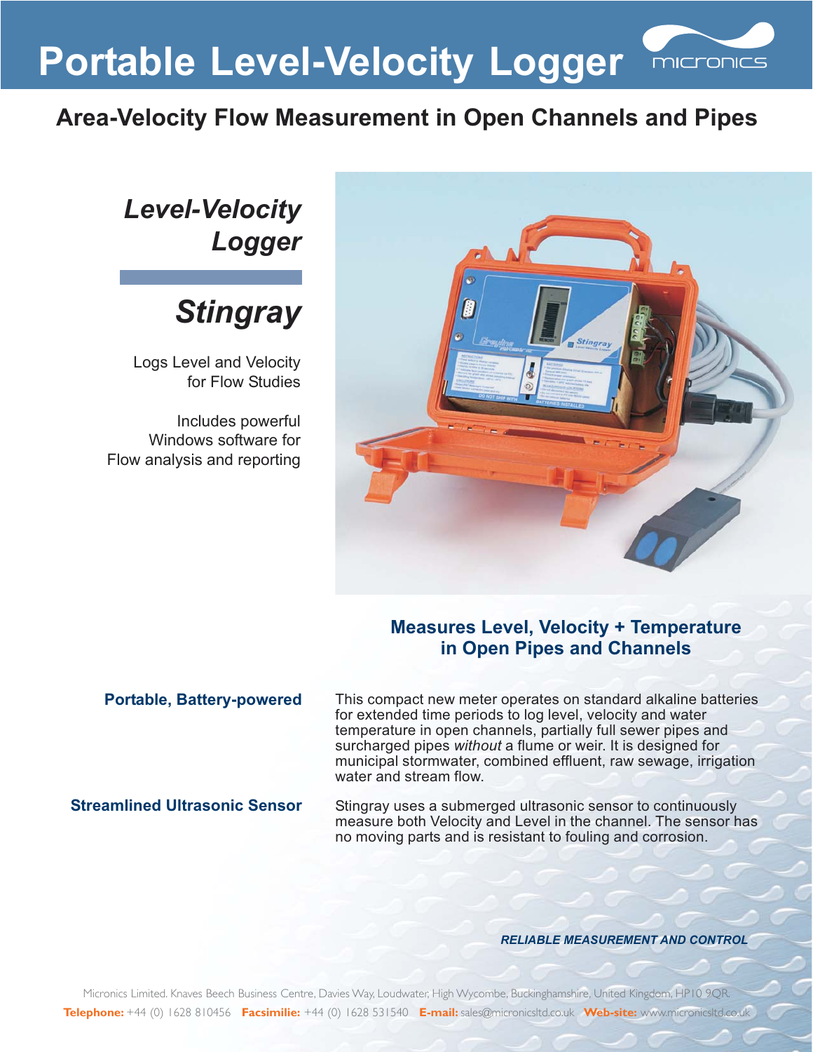# Portable Level-Velocity Logger

micronics

## Area-Velocity Flow Measurement in Open Channels and Pipes

### *Level-Velocity Logger*

### *Stingray*

Logs Level and Velocity for Flow Studies

Includes powerful Windows software for Flow analysis and reporting

### Measures Level, Velocity + Temperature in Open Pipes and Channels

**Portable, Battery-powered**

This compact new meter operates on standard alkaline batteries for extended time periods to log level, velocity and water temperature in open channels, partially full sewer pipes and surcharged pipes *without* a flume or weir. It is designed for municipal stormwater, combined effluent, raw sewage, irrigation water and stream flow.

**Streamlined Ultrasonic Sensor**

Stingray uses a submerged ultrasonic sensor to continuously measure both Velocity and Level in the channel. The sensor has no moving parts and is resistant to fouling and corrosion.

*RELIABLE MEASUREMENT AND CONTROL*

Micronics Limited. Knaves Beech Business Centre, Davies Way, Loudwater, High Wycombe, Buckinghamshire, United Kingdom, HP10 9QR.
**Telephone:** +44 (0) 1628 810456 **Facsimilie:** +44 (0) 1628 531540 **E-mail:** sales@micronicsltd.co.uk **Web-site:** www.micronicsltd.co.uk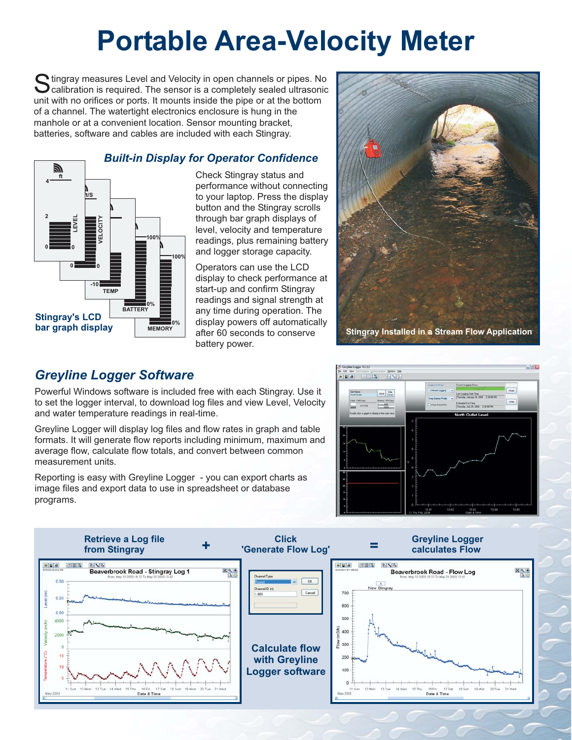# Portable Area-Velocity Meter

Stingray measures Level and Velocity in open channels or pipes. No calibration is required. The sensor is a completely sealed ultrasonic unit with no orifices or ports. It mounts inside the pipe or at the bottom of a channel. The watertight electronics enclosure is hung in the manhole or at a convenient location. Sensor mounting bracket, batteries, software and cables are included with each Stingray.

### *Built-in Display for Operator Confidence*

Check Stingray status and performance without connecting to your laptop. Press the display button and the Stingray scrolls through bar graph displays of level, velocity and temperature readings, plus remaining battery and logger storage capacity.

Operators can use the LCD display to check performance at start-up and confirm Stingray readings and signal strength at any time during operation. The display powers off automatically after 60 seconds to conserve battery power.

**Stingray's LCD bar graph display**

**Stingray Installed in a Stream Flow Application**

## *Greyline Logger Software*

Powerful Windows software is included free with each Stingray. Use it to set the logger interval, to download log files and view Level, Velocity and water temperature readings in real-time.

Greyline Logger will display log files and flow rates in graph and table formats. It will generate flow reports including minimum, maximum and average flow, calculate flow totals, and convert between common measurement units.

Reporting is easy with Greyline Logger - you can export charts as image files and export data to use in spreadsheet or database programs.

**Retrieve a Log file from Stingray** **+** **Click 'Generate Flow Log'** **=** **Greyline Logger calculates Flow**

**Calculate flow with Greyline Logger software**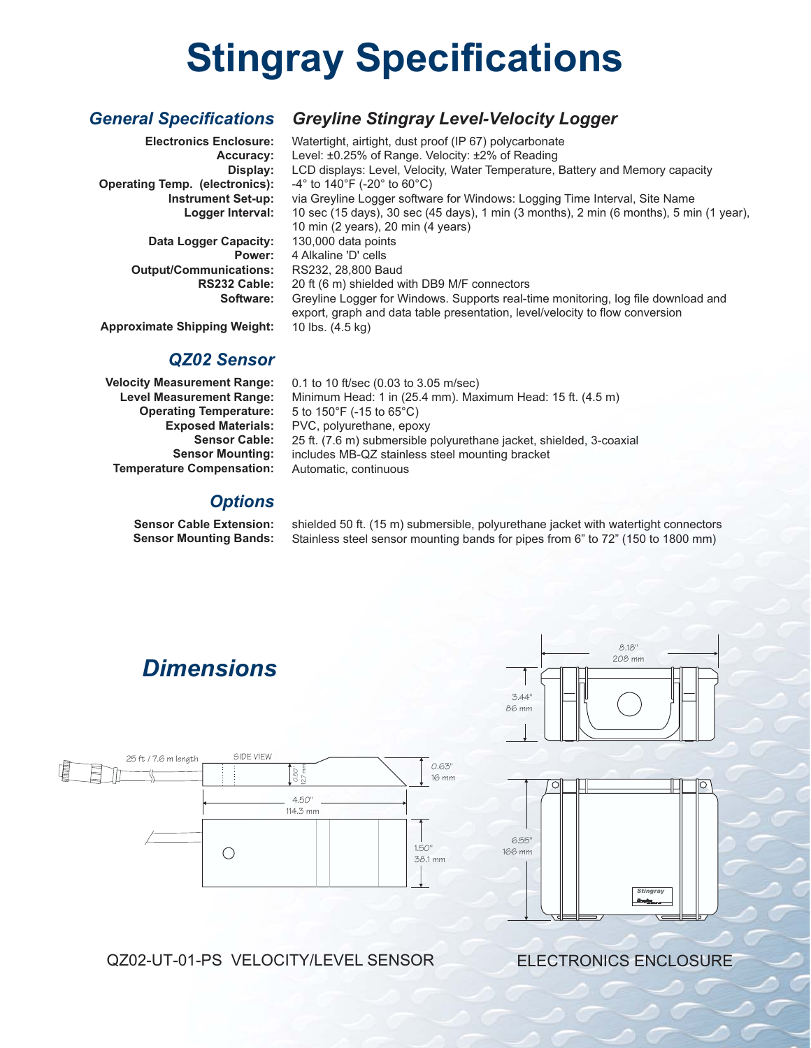# Stingray Specifications

## General Specifications — Greyline Stingray Level-Velocity Logger

**Electronics Enclosure:** Watertight, airtight, dust proof (IP 67) polycarbonate
**Accuracy:** Level: ±0.25% of Range. Velocity: ±2% of Reading
**Display:** LCD displays: Level, Velocity, Water Temperature, Battery and Memory capacity
**Operating Temp. (electronics):** -4° to 140°F (-20° to 60°C)
**Instrument Set-up:** via Greyline Logger software for Windows: Logging Time Interval, Site Name
**Logger Interval:** 10 sec (15 days), 30 sec (45 days), 1 min (3 months), 2 min (6 months), 5 min (1 year), 10 min (2 years), 20 min (4 years)
**Data Logger Capacity:** 130,000 data points
**Power:** 4 Alkaline 'D' cells
**Output/Communications:** RS232, 28,800 Baud
**RS232 Cable:** 20 ft (6 m) shielded with DB9 M/F connectors
**Software:** Greyline Logger for Windows. Supports real-time monitoring, log file download and export, graph and data table presentation, level/velocity to flow conversion
**Approximate Shipping Weight:** 10 lbs. (4.5 kg)

## QZ02 Sensor

**Velocity Measurement Range:** 0.1 to 10 ft/sec (0.03 to 3.05 m/sec)
**Level Measurement Range:** Minimum Head: 1 in (25.4 mm). Maximum Head: 15 ft. (4.5 m)
**Operating Temperature:** 5 to 150°F (-15 to 65°C)
**Exposed Materials:** PVC, polyurethane, epoxy
**Sensor Cable:** 25 ft. (7.6 m) submersible polyurethane jacket, shielded, 3-coaxial
**Sensor Mounting:** includes MB-QZ stainless steel mounting bracket
**Temperature Compensation:** Automatic, continuous

## Options

**Sensor Cable Extension:** shielded 50 ft. (15 m) submersible, polyurethane jacket with watertight connectors
**Sensor Mounting Bands:** Stainless steel sensor mounting bands for pipes from 6" to 72" (150 to 1800 mm)

## Dimensions

25 ft / 7.6 m length

SIDE VIEW

0.50" 12.7 mm

0.63" 16 mm

4.50" 114.3 mm

1.50" 38.1 mm

QZ02-UT-01-PS VELOCITY/LEVEL SENSOR

8.18" 208 mm

3.44" 86 mm

6.55" 166 mm

Stingray

ELECTRONICS ENCLOSURE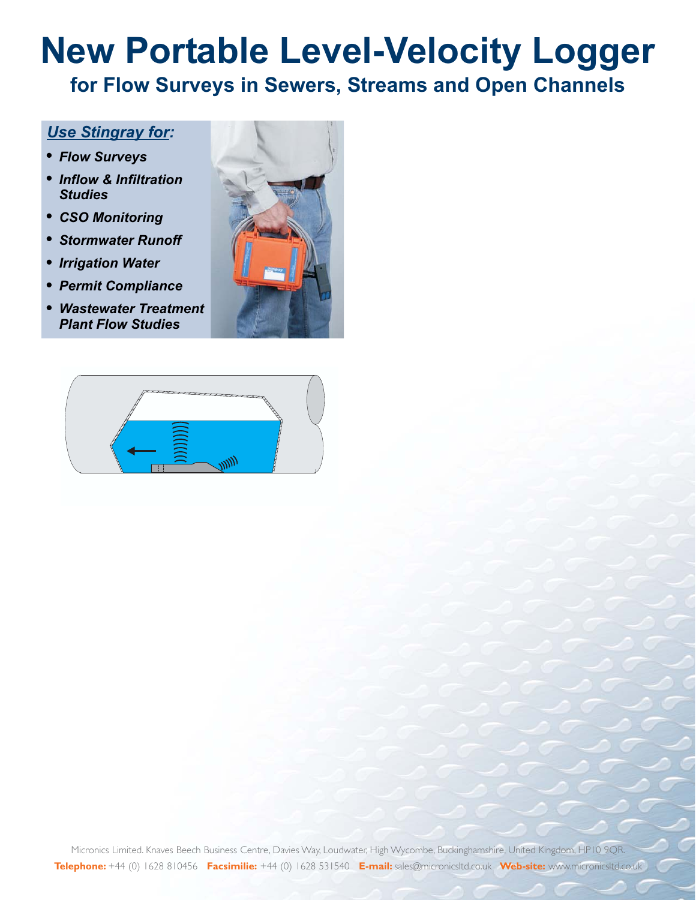# New Portable Level-Velocity Logger

## for Flow Surveys in Sewers, Streams and Open Channels

***Use Stingray for:***

- ***Flow Surveys***
- ***Inflow & Infiltration Studies***
- ***CSO Monitoring***
- ***Stormwater Runoff***
- ***Irrigation Water***
- ***Permit Compliance***
- ***Wastewater Treatment Plant Flow Studies***

Micronics Limited. Knaves Beech Business Centre, Davies Way, Loudwater, High Wycombe, Buckinghamshire, United Kingdom, HP10 9QR.

**Telephone:** +44 (0) 1628 810456 **Facsimilie:** +44 (0) 1628 531540 **E-mail:** sales@micronicsltd.co.uk **Web-site:** www.micronicsltd.co.uk